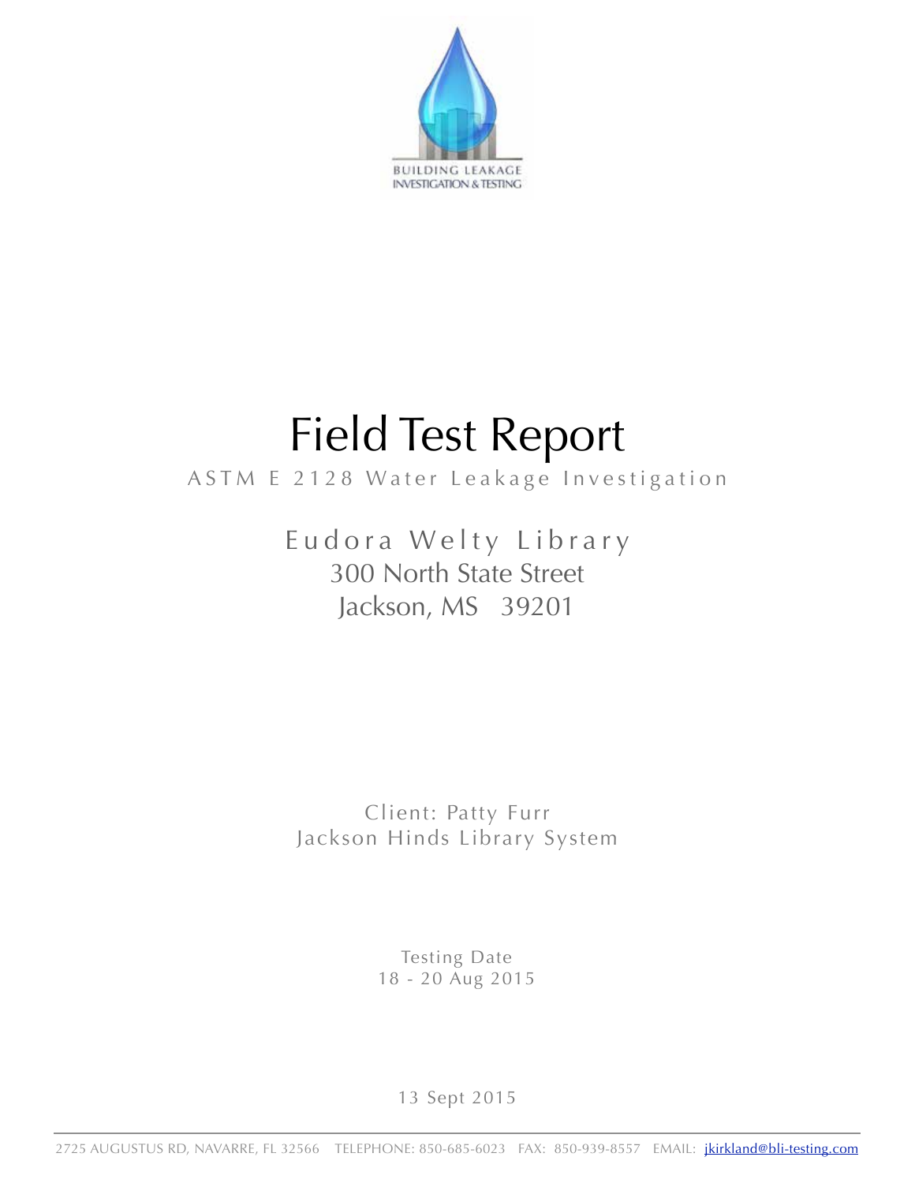BUILDING LEAKAGE
INVESTIGATION & TESTING

# Field Test Report

ASTM E 2128 Water Leakage Investigation

## Eudora Welty Library

300 North State Street
Jackson, MS 39201

Client: Patty Furr
Jackson Hinds Library System

Testing Date
18 - 20 Aug 2015

13 Sept 2015

2725 AUGUSTUS RD, NAVARRE, FL 32566 TELEPHONE: 850-685-6023 FAX: 850-939-8557 EMAIL: jkirkland@bli-testing.com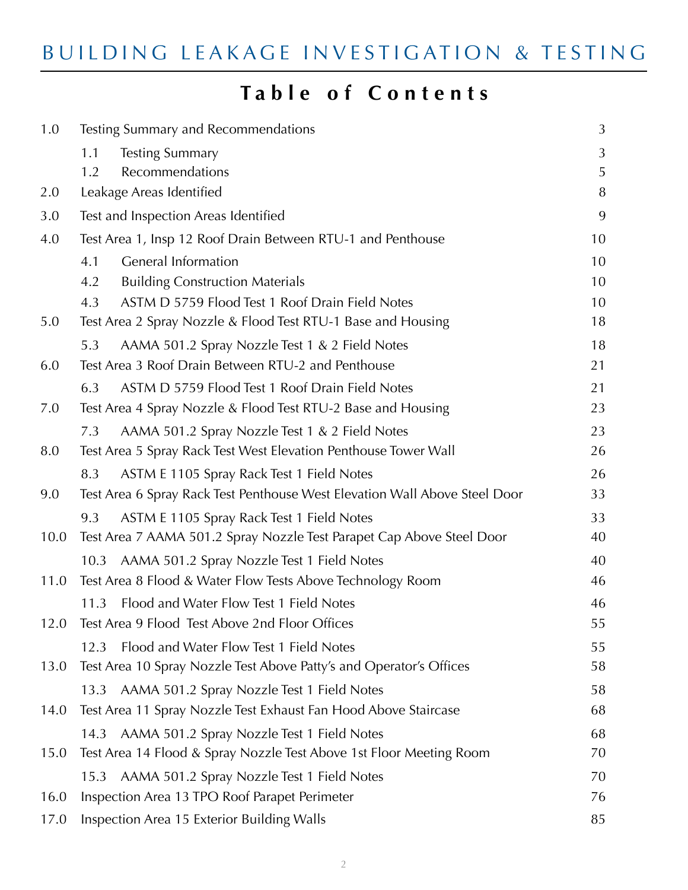# BUILDING LEAKAGE INVESTIGATION & TESTING

## Table of Contents

| | | |
|---|---|---|
| 1.0 | Testing Summary and Recommendations | 3 |
| | 1.1 Testing Summary | 3 |
| | 1.2 Recommendations | 5 |
| 2.0 | Leakage Areas Identified | 8 |
| 3.0 | Test and Inspection Areas Identified | 9 |
| 4.0 | Test Area 1, Insp 12 Roof Drain Between RTU-1 and Penthouse | 10 |
| | 4.1 General Information | 10 |
| | 4.2 Building Construction Materials | 10 |
| | 4.3 ASTM D 5759 Flood Test 1 Roof Drain Field Notes | 10 |
| 5.0 | Test Area 2 Spray Nozzle & Flood Test RTU-1 Base and Housing | 18 |
| | 5.3 AAMA 501.2 Spray Nozzle Test 1 & 2 Field Notes | 18 |
| 6.0 | Test Area 3 Roof Drain Between RTU-2 and Penthouse | 21 |
| | 6.3 ASTM D 5759 Flood Test 1 Roof Drain Field Notes | 21 |
| 7.0 | Test Area 4 Spray Nozzle & Flood Test RTU-2 Base and Housing | 23 |
| | 7.3 AAMA 501.2 Spray Nozzle Test 1 & 2 Field Notes | 23 |
| 8.0 | Test Area 5 Spray Rack Test West Elevation Penthouse Tower Wall | 26 |
| | 8.3 ASTM E 1105 Spray Rack Test 1 Field Notes | 26 |
| 9.0 | Test Area 6 Spray Rack Test Penthouse West Elevation Wall Above Steel Door | 33 |
| | 9.3 ASTM E 1105 Spray Rack Test 1 Field Notes | 33 |
| 10.0 | Test Area 7 AAMA 501.2 Spray Nozzle Test Parapet Cap Above Steel Door | 40 |
| | 10.3 AAMA 501.2 Spray Nozzle Test 1 Field Notes | 40 |
| 11.0 | Test Area 8 Flood & Water Flow Tests Above Technology Room | 46 |
| | 11.3 Flood and Water Flow Test 1 Field Notes | 46 |
| 12.0 | Test Area 9 Flood Test Above 2nd Floor Offices | 55 |
| | 12.3 Flood and Water Flow Test 1 Field Notes | 55 |
| 13.0 | Test Area 10 Spray Nozzle Test Above Patty's and Operator's Offices | 58 |
| | 13.3 AAMA 501.2 Spray Nozzle Test 1 Field Notes | 58 |
| 14.0 | Test Area 11 Spray Nozzle Test Exhaust Fan Hood Above Staircase | 68 |
| | 14.3 AAMA 501.2 Spray Nozzle Test 1 Field Notes | 68 |
| 15.0 | Test Area 14 Flood & Spray Nozzle Test Above 1st Floor Meeting Room | 70 |
| | 15.3 AAMA 501.2 Spray Nozzle Test 1 Field Notes | 70 |
| 16.0 | Inspection Area 13 TPO Roof Parapet Perimeter | 76 |
| 17.0 | Inspection Area 15 Exterior Building Walls | 85 |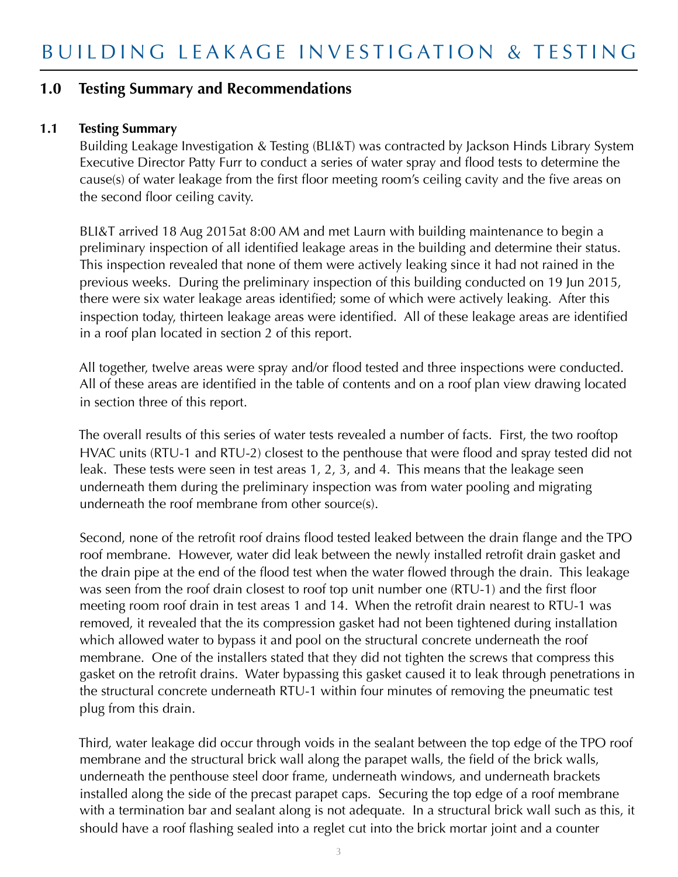## 1.0 Testing Summary and Recommendations

### 1.1 Testing Summary

Building Leakage Investigation & Testing (BLI&T) was contracted by Jackson Hinds Library System Executive Director Patty Furr to conduct a series of water spray and flood tests to determine the cause(s) of water leakage from the first floor meeting room's ceiling cavity and the five areas on the second floor ceiling cavity.

BLI&T arrived 18 Aug 2015at 8:00 AM and met Laurn with building maintenance to begin a preliminary inspection of all identified leakage areas in the building and determine their status. This inspection revealed that none of them were actively leaking since it had not rained in the previous weeks. During the preliminary inspection of this building conducted on 19 Jun 2015, there were six water leakage areas identified; some of which were actively leaking. After this inspection today, thirteen leakage areas were identified. All of these leakage areas are identified in a roof plan located in section 2 of this report.

All together, twelve areas were spray and/or flood tested and three inspections were conducted. All of these areas are identified in the table of contents and on a roof plan view drawing located in section three of this report.

The overall results of this series of water tests revealed a number of facts. First, the two rooftop HVAC units (RTU-1 and RTU-2) closest to the penthouse that were flood and spray tested did not leak. These tests were seen in test areas 1, 2, 3, and 4. This means that the leakage seen underneath them during the preliminary inspection was from water pooling and migrating underneath the roof membrane from other source(s).

Second, none of the retrofit roof drains flood tested leaked between the drain flange and the TPO roof membrane. However, water did leak between the newly installed retrofit drain gasket and the drain pipe at the end of the flood test when the water flowed through the drain. This leakage was seen from the roof drain closest to roof top unit number one (RTU-1) and the first floor meeting room roof drain in test areas 1 and 14. When the retrofit drain nearest to RTU-1 was removed, it revealed that the its compression gasket had not been tightened during installation which allowed water to bypass it and pool on the structural concrete underneath the roof membrane. One of the installers stated that they did not tighten the screws that compress this gasket on the retrofit drains. Water bypassing this gasket caused it to leak through penetrations in the structural concrete underneath RTU-1 within four minutes of removing the pneumatic test plug from this drain.

Third, water leakage did occur through voids in the sealant between the top edge of the TPO roof membrane and the structural brick wall along the parapet walls, the field of the brick walls, underneath the penthouse steel door frame, underneath windows, and underneath brackets installed along the side of the precast parapet caps. Securing the top edge of a roof membrane with a termination bar and sealant along is not adequate. In a structural brick wall such as this, it should have a roof flashing sealed into a reglet cut into the brick mortar joint and a counter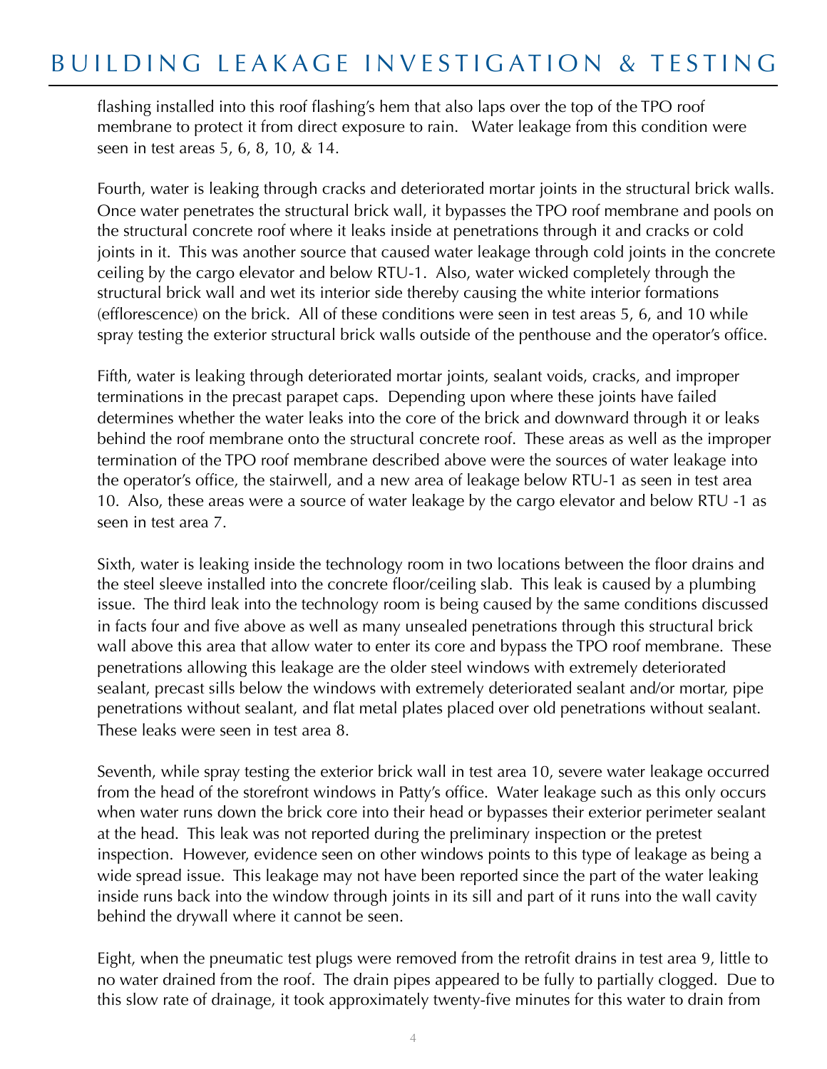flashing installed into this roof flashing's hem that also laps over the top of the TPO roof membrane to protect it from direct exposure to rain.  Water leakage from this condition were seen in test areas 5, 6, 8, 10, & 14.

Fourth, water is leaking through cracks and deteriorated mortar joints in the structural brick walls. Once water penetrates the structural brick wall, it bypasses the TPO roof membrane and pools on the structural concrete roof where it leaks inside at penetrations through it and cracks or cold joints in it. This was another source that caused water leakage through cold joints in the concrete ceiling by the cargo elevator and below RTU-1. Also, water wicked completely through the structural brick wall and wet its interior side thereby causing the white interior formations (efflorescence) on the brick. All of these conditions were seen in test areas 5, 6, and 10 while spray testing the exterior structural brick walls outside of the penthouse and the operator's office.

Fifth, water is leaking through deteriorated mortar joints, sealant voids, cracks, and improper terminations in the precast parapet caps. Depending upon where these joints have failed determines whether the water leaks into the core of the brick and downward through it or leaks behind the roof membrane onto the structural concrete roof. These areas as well as the improper termination of the TPO roof membrane described above were the sources of water leakage into the operator's office, the stairwell, and a new area of leakage below RTU-1 as seen in test area 10. Also, these areas were a source of water leakage by the cargo elevator and below RTU -1 as seen in test area 7.

Sixth, water is leaking inside the technology room in two locations between the floor drains and the steel sleeve installed into the concrete floor/ceiling slab. This leak is caused by a plumbing issue. The third leak into the technology room is being caused by the same conditions discussed in facts four and five above as well as many unsealed penetrations through this structural brick wall above this area that allow water to enter its core and bypass the TPO roof membrane. These penetrations allowing this leakage are the older steel windows with extremely deteriorated sealant, precast sills below the windows with extremely deteriorated sealant and/or mortar, pipe penetrations without sealant, and flat metal plates placed over old penetrations without sealant. These leaks were seen in test area 8.

Seventh, while spray testing the exterior brick wall in test area 10, severe water leakage occurred from the head of the storefront windows in Patty's office. Water leakage such as this only occurs when water runs down the brick core into their head or bypasses their exterior perimeter sealant at the head. This leak was not reported during the preliminary inspection or the pretest inspection. However, evidence seen on other windows points to this type of leakage as being a wide spread issue. This leakage may not have been reported since the part of the water leaking inside runs back into the window through joints in its sill and part of it runs into the wall cavity behind the drywall where it cannot be seen.

Eight, when the pneumatic test plugs were removed from the retrofit drains in test area 9, little to no water drained from the roof. The drain pipes appeared to be fully to partially clogged. Due to this slow rate of drainage, it took approximately twenty-five minutes for this water to drain from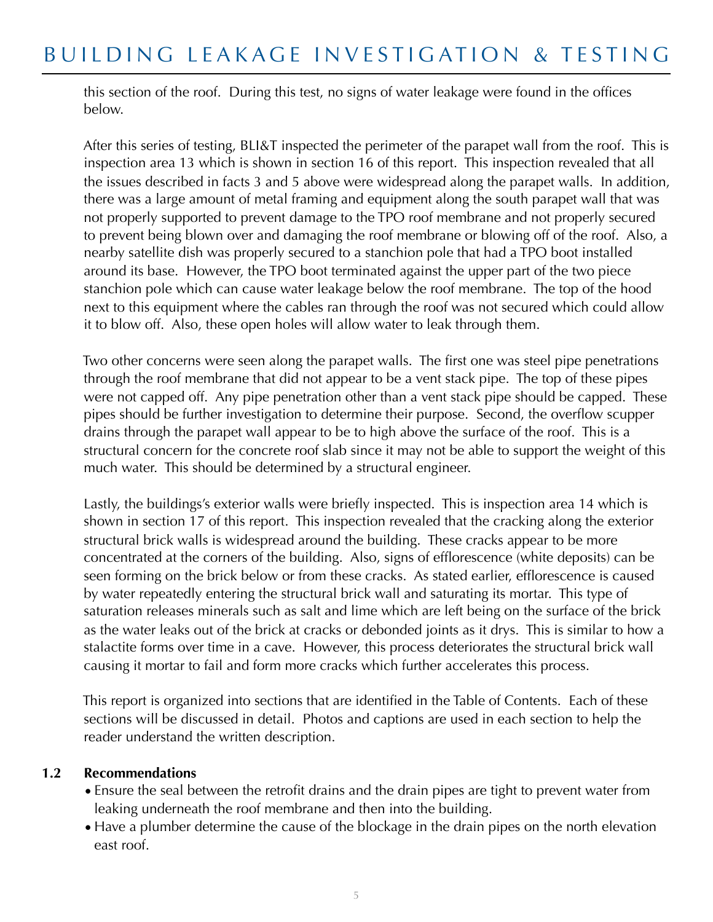this section of the roof. During this test, no signs of water leakage were found in the offices below.

After this series of testing, BLI&T inspected the perimeter of the parapet wall from the roof. This is inspection area 13 which is shown in section 16 of this report. This inspection revealed that all the issues described in facts 3 and 5 above were widespread along the parapet walls. In addition, there was a large amount of metal framing and equipment along the south parapet wall that was not properly supported to prevent damage to the TPO roof membrane and not properly secured to prevent being blown over and damaging the roof membrane or blowing off of the roof. Also, a nearby satellite dish was properly secured to a stanchion pole that had a TPO boot installed around its base. However, the TPO boot terminated against the upper part of the two piece stanchion pole which can cause water leakage below the roof membrane. The top of the hood next to this equipment where the cables ran through the roof was not secured which could allow it to blow off. Also, these open holes will allow water to leak through them.

Two other concerns were seen along the parapet walls. The first one was steel pipe penetrations through the roof membrane that did not appear to be a vent stack pipe. The top of these pipes were not capped off. Any pipe penetration other than a vent stack pipe should be capped. These pipes should be further investigation to determine their purpose. Second, the overflow scupper drains through the parapet wall appear to be to high above the surface of the roof. This is a structural concern for the concrete roof slab since it may not be able to support the weight of this much water. This should be determined by a structural engineer.

Lastly, the buildings's exterior walls were briefly inspected. This is inspection area 14 which is shown in section 17 of this report. This inspection revealed that the cracking along the exterior structural brick walls is widespread around the building. These cracks appear to be more concentrated at the corners of the building. Also, signs of efflorescence (white deposits) can be seen forming on the brick below or from these cracks. As stated earlier, efflorescence is caused by water repeatedly entering the structural brick wall and saturating its mortar. This type of saturation releases minerals such as salt and lime which are left being on the surface of the brick as the water leaks out of the brick at cracks or debonded joints as it drys. This is similar to how a stalactite forms over time in a cave. However, this process deteriorates the structural brick wall causing it mortar to fail and form more cracks which further accelerates this process.

This report is organized into sections that are identified in the Table of Contents. Each of these sections will be discussed in detail. Photos and captions are used in each section to help the reader understand the written description.

### 1.2 Recommendations

- Ensure the seal between the retrofit drains and the drain pipes are tight to prevent water from leaking underneath the roof membrane and then into the building.
- Have a plumber determine the cause of the blockage in the drain pipes on the north elevation east roof.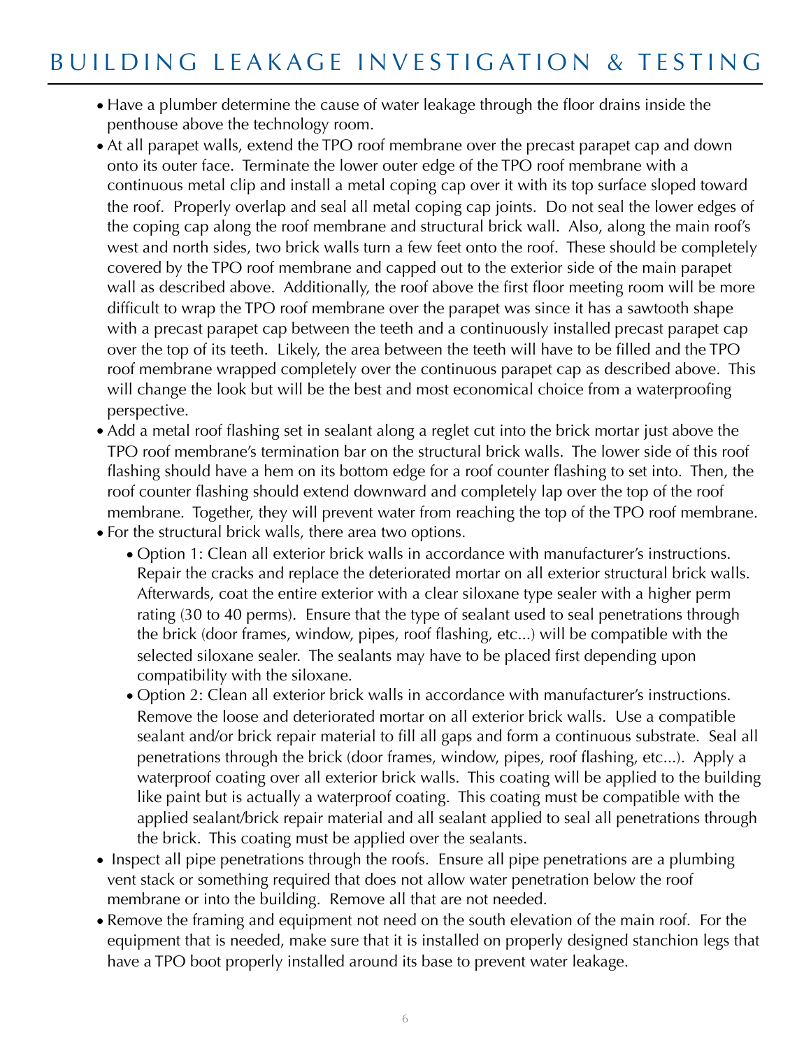- Have a plumber determine the cause of water leakage through the floor drains inside the penthouse above the technology room.
- At all parapet walls, extend the TPO roof membrane over the precast parapet cap and down onto its outer face. Terminate the lower outer edge of the TPO roof membrane with a continuous metal clip and install a metal coping cap over it with its top surface sloped toward the roof. Properly overlap and seal all metal coping cap joints. Do not seal the lower edges of the coping cap along the roof membrane and structural brick wall. Also, along the main roof's west and north sides, two brick walls turn a few feet onto the roof. These should be completely covered by the TPO roof membrane and capped out to the exterior side of the main parapet wall as described above. Additionally, the roof above the first floor meeting room will be more difficult to wrap the TPO roof membrane over the parapet was since it has a sawtooth shape with a precast parapet cap between the teeth and a continuously installed precast parapet cap over the top of its teeth. Likely, the area between the teeth will have to be filled and the TPO roof membrane wrapped completely over the continuous parapet cap as described above. This will change the look but will be the best and most economical choice from a waterproofing perspective.
- Add a metal roof flashing set in sealant along a reglet cut into the brick mortar just above the TPO roof membrane's termination bar on the structural brick walls. The lower side of this roof flashing should have a hem on its bottom edge for a roof counter flashing to set into. Then, the roof counter flashing should extend downward and completely lap over the top of the roof membrane. Together, they will prevent water from reaching the top of the TPO roof membrane.
- For the structural brick walls, there area two options.
  - Option 1: Clean all exterior brick walls in accordance with manufacturer's instructions. Repair the cracks and replace the deteriorated mortar on all exterior structural brick walls. Afterwards, coat the entire exterior with a clear siloxane type sealer with a higher perm rating (30 to 40 perms). Ensure that the type of sealant used to seal penetrations through the brick (door frames, window, pipes, roof flashing, etc...) will be compatible with the selected siloxane sealer. The sealants may have to be placed first depending upon compatibility with the siloxane.
  - Option 2: Clean all exterior brick walls in accordance with manufacturer's instructions. Remove the loose and deteriorated mortar on all exterior brick walls. Use a compatible sealant and/or brick repair material to fill all gaps and form a continuous substrate. Seal all penetrations through the brick (door frames, window, pipes, roof flashing, etc...). Apply a waterproof coating over all exterior brick walls. This coating will be applied to the building like paint but is actually a waterproof coating. This coating must be compatible with the applied sealant/brick repair material and all sealant applied to seal all penetrations through the brick. This coating must be applied over the sealants.
- Inspect all pipe penetrations through the roofs. Ensure all pipe penetrations are a plumbing vent stack or something required that does not allow water penetration below the roof membrane or into the building. Remove all that are not needed.
- Remove the framing and equipment not need on the south elevation of the main roof. For the equipment that is needed, make sure that it is installed on properly designed stanchion legs that have a TPO boot properly installed around its base to prevent water leakage.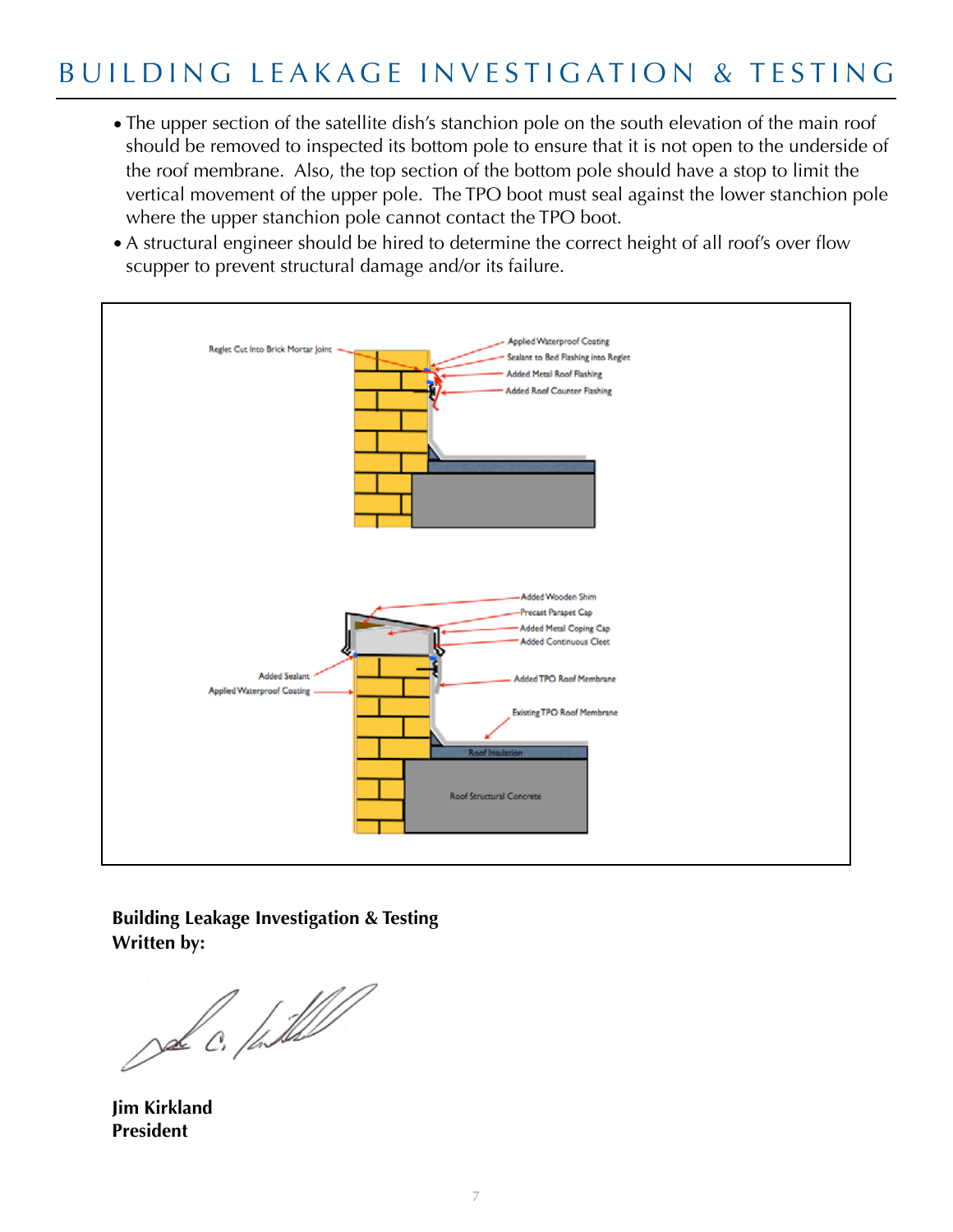- The upper section of the satellite dish's stanchion pole on the south elevation of the main roof should be removed to inspected its bottom pole to ensure that it is not open to the underside of the roof membrane. Also, the top section of the bottom pole should have a stop to limit the vertical movement of the upper pole. The TPO boot must seal against the lower stanchion pole where the upper stanchion pole cannot contact the TPO boot.
- A structural engineer should be hired to determine the correct height of all roof's over flow scupper to prevent structural damage and/or its failure.

Reglet Cut Into Brick Mortar Joint

Applied Waterproof Coating

Sealant to Bed Flashing into Reglet

Added Metal Roof Flashing

Added Roof Counter Flashing

Added Wooden Shim

Precast Parapet Cap

Added Metal Coping Cap

Added Continuous Cleet

Added Sealant

Applied Waterproof Coating

Added TPO Roof Membrane

Existing TPO Roof Membrane

Roof Insulation

Roof Structural Concrete

**Building Leakage Investigation & Testing**
**Written by:**

**Jim Kirkland**
**President**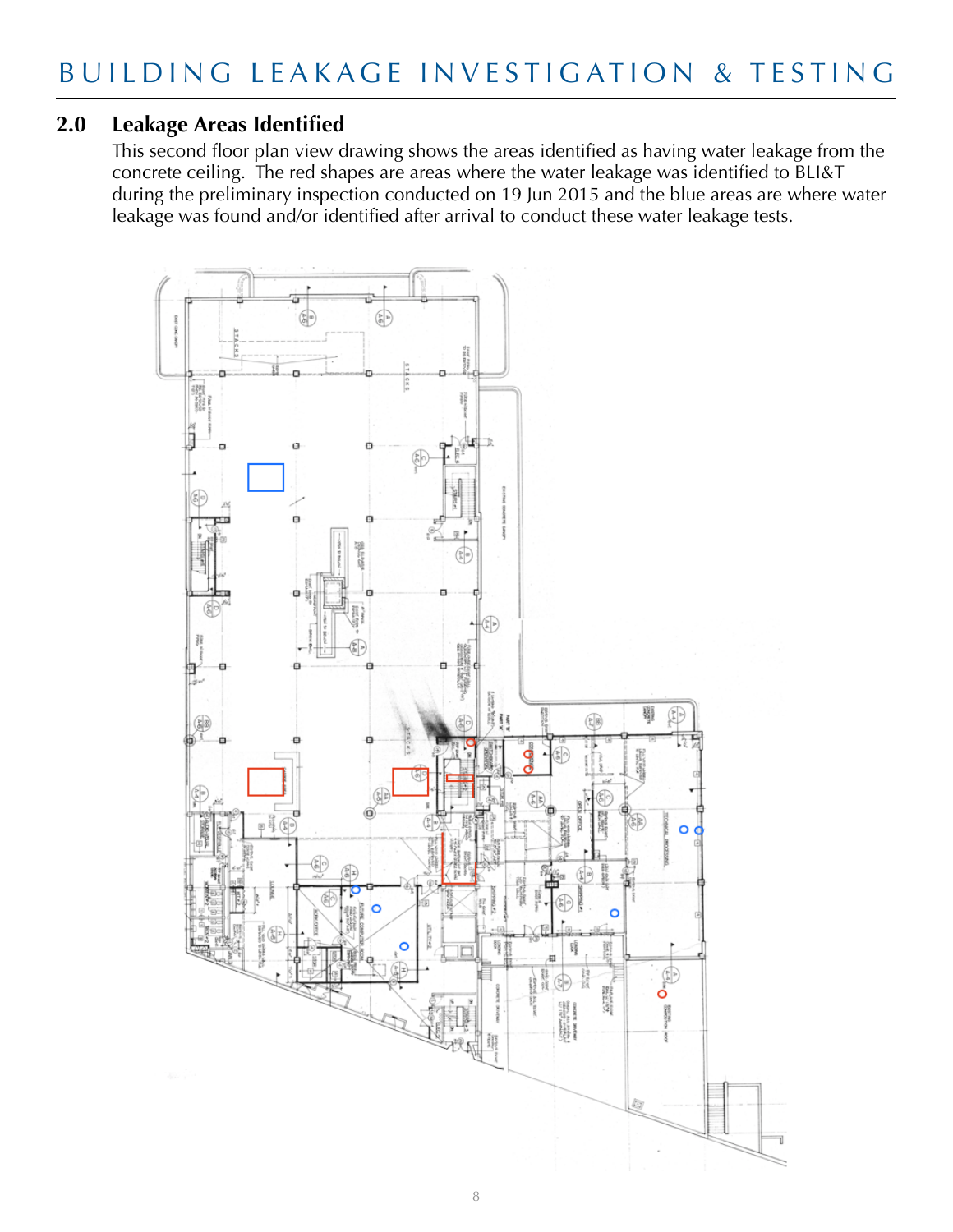## 2.0 Leakage Areas Identified

This second floor plan view drawing shows the areas identified as having water leakage from the concrete ceiling. The red shapes are areas where the water leakage was identified to BLI&T during the preliminary inspection conducted on 19 Jun 2015 and the blue areas are where water leakage was found and/or identified after arrival to conduct these water leakage tests.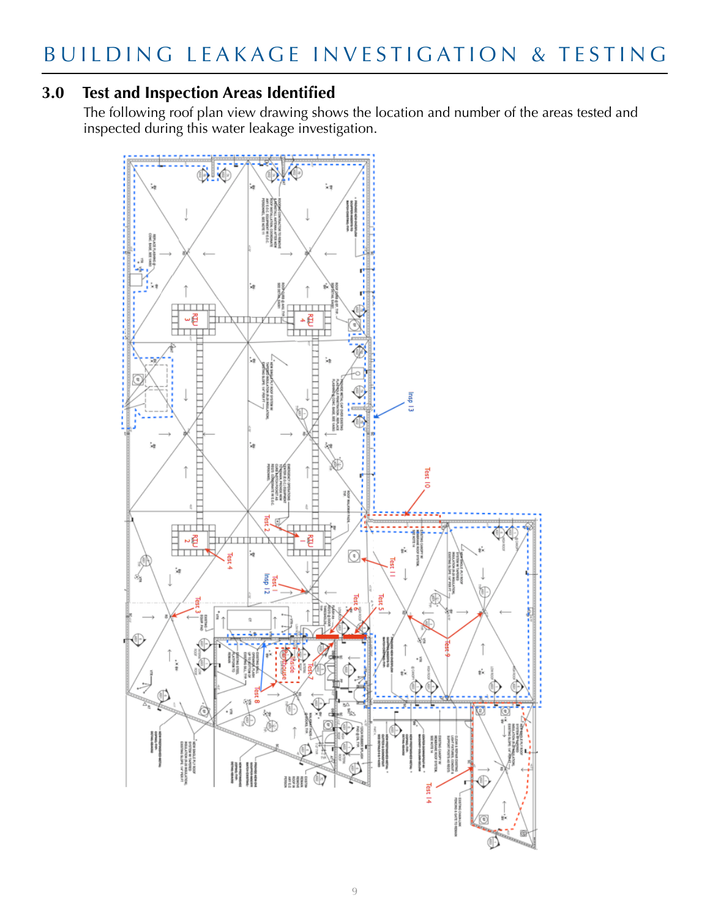## 3.0 Test and Inspection Areas Identified

The following roof plan view drawing shows the location and number of the areas tested and inspected during this water leakage investigation.

RTU 3
RTU 4
RTU 2
RTU 1
Insp 13
Test 10
Test 2
Test 4
Test 11
Test 1
Insp 12
Test 3
Test 6
Test 5
Test 9
Test 7
Inside Penthouse
Test 8
Test 14